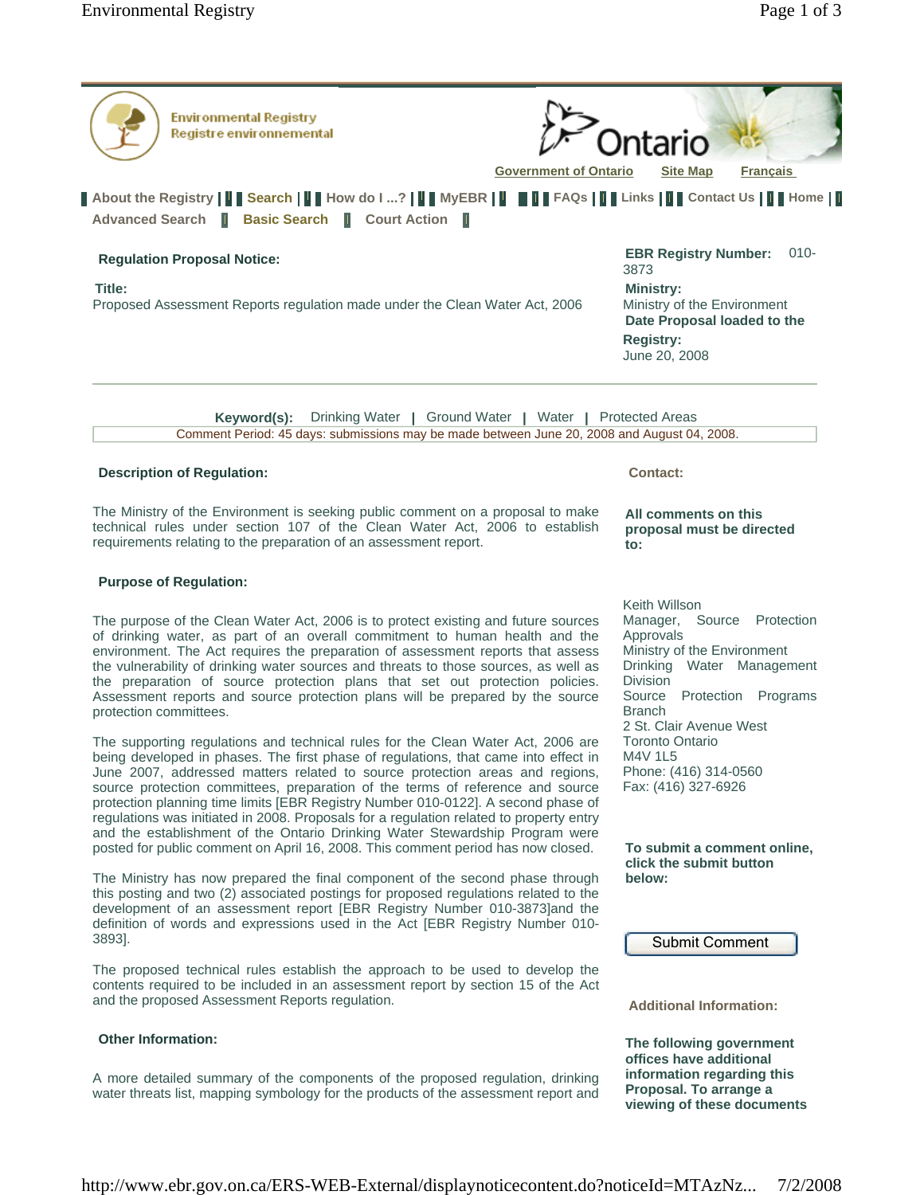Environmental Registry
Registre environnemental

Ontario

Government of Ontario | Site Map | Français

About the Registry | Search | How do I ...? | MyEBR | FAQs | Links | Contact Us | Home |
Advanced Search | Basic Search | Court Action |

**Regulation Proposal Notice:**

**Title:**
Proposed Assessment Reports regulation made under the Clean Water Act, 2006

**EBR Registry Number:** 010-3873

**Ministry:**
Ministry of the Environment

**Date Proposal loaded to the Registry:**
June 20, 2008

**Keyword(s):** Drinking Water | Ground Water | Water | Protected Areas

Comment Period: 45 days: submissions may be made between June 20, 2008 and August 04, 2008.

**Description of Regulation:**

The Ministry of the Environment is seeking public comment on a proposal to make technical rules under section 107 of the Clean Water Act, 2006 to establish requirements relating to the preparation of an assessment report.

**Purpose of Regulation:**

The purpose of the Clean Water Act, 2006 is to protect existing and future sources of drinking water, as part of an overall commitment to human health and the environment. The Act requires the preparation of assessment reports that assess the vulnerability of drinking water sources and threats to those sources, as well as the preparation of source protection plans that set out protection policies. Assessment reports and source protection plans will be prepared by the source protection committees.

The supporting regulations and technical rules for the Clean Water Act, 2006 are being developed in phases. The first phase of regulations, that came into effect in June 2007, addressed matters related to source protection areas and regions, source protection committees, preparation of the terms of reference and source protection planning time limits [EBR Registry Number 010-0122]. A second phase of regulations was initiated in 2008. Proposals for a regulation related to property entry and the establishment of the Ontario Drinking Water Stewardship Program were posted for public comment on April 16, 2008. This comment period has now closed.

The Ministry has now prepared the final component of the second phase through this posting and two (2) associated postings for proposed regulations related to the development of an assessment report [EBR Registry Number 010-3873]and the definition of words and expressions used in the Act [EBR Registry Number 010-3893].

The proposed technical rules establish the approach to be used to develop the contents required to be included in an assessment report by section 15 of the Act and the proposed Assessment Reports regulation.

**Other Information:**

A more detailed summary of the components of the proposed regulation, drinking water threats list, mapping symbology for the products of the assessment report and

**Contact:**

**All comments on this proposal must be directed to:**

Keith Willson
Manager, Source Protection Approvals
Ministry of the Environment
Drinking Water Management Division
Source Protection Programs Branch
2 St. Clair Avenue West
Toronto Ontario
M4V 1L5
Phone: (416) 314-0560
Fax: (416) 327-6926

**To submit a comment online, click the submit button below:**

Submit Comment

**Additional Information:**

**The following government offices have additional information regarding this Proposal. To arrange a viewing of these documents**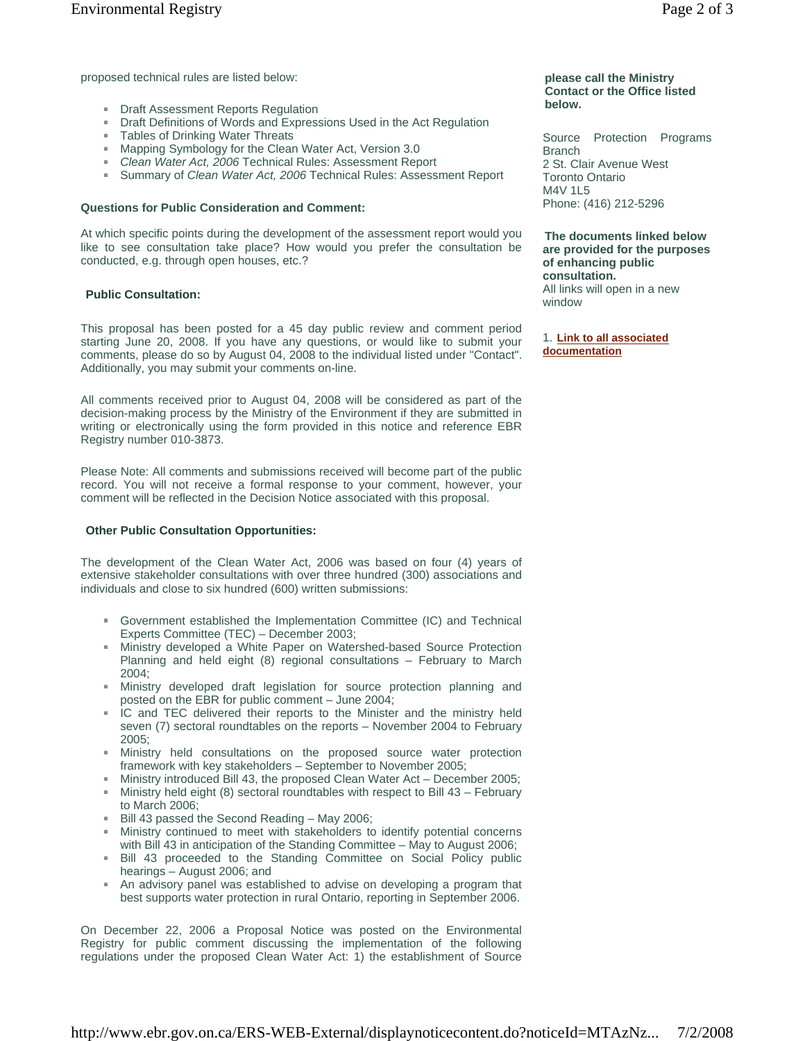proposed technical rules are listed below:

- Draft Assessment Reports Regulation
- Draft Definitions of Words and Expressions Used in the Act Regulation
- Tables of Drinking Water Threats
- Mapping Symbology for the Clean Water Act, Version 3.0
- *Clean Water Act, 2006* Technical Rules: Assessment Report
- Summary of *Clean Water Act, 2006* Technical Rules: Assessment Report

**Questions for Public Consideration and Comment:**

At which specific points during the development of the assessment report would you like to see consultation take place? How would you prefer the consultation be conducted, e.g. through open houses, etc.?

**Public Consultation:**

This proposal has been posted for a 45 day public review and comment period starting June 20, 2008. If you have any questions, or would like to submit your comments, please do so by August 04, 2008 to the individual listed under "Contact". Additionally, you may submit your comments on-line.

All comments received prior to August 04, 2008 will be considered as part of the decision-making process by the Ministry of the Environment if they are submitted in writing or electronically using the form provided in this notice and reference EBR Registry number 010-3873.

Please Note: All comments and submissions received will become part of the public record. You will not receive a formal response to your comment, however, your comment will be reflected in the Decision Notice associated with this proposal.

**Other Public Consultation Opportunities:**

The development of the Clean Water Act, 2006 was based on four (4) years of extensive stakeholder consultations with over three hundred (300) associations and individuals and close to six hundred (600) written submissions:

- Government established the Implementation Committee (IC) and Technical Experts Committee (TEC) – December 2003;
- Ministry developed a White Paper on Watershed-based Source Protection Planning and held eight (8) regional consultations – February to March 2004;
- Ministry developed draft legislation for source protection planning and posted on the EBR for public comment – June 2004;
- IC and TEC delivered their reports to the Minister and the ministry held seven (7) sectoral roundtables on the reports – November 2004 to February 2005;
- Ministry held consultations on the proposed source water protection framework with key stakeholders – September to November 2005;
- Ministry introduced Bill 43, the proposed Clean Water Act – December 2005;
- Ministry held eight (8) sectoral roundtables with respect to Bill 43 – February to March 2006;
- Bill 43 passed the Second Reading – May 2006;
- Ministry continued to meet with stakeholders to identify potential concerns with Bill 43 in anticipation of the Standing Committee – May to August 2006;
- Bill 43 proceeded to the Standing Committee on Social Policy public hearings – August 2006; and
- An advisory panel was established to advise on developing a program that best supports water protection in rural Ontario, reporting in September 2006.

On December 22, 2006 a Proposal Notice was posted on the Environmental Registry for public comment discussing the implementation of the following regulations under the proposed Clean Water Act: 1) the establishment of Source

**please call the Ministry Contact or the Office listed below.**

Source Protection Programs Branch
2 St. Clair Avenue West
Toronto Ontario
M4V 1L5
Phone: (416) 212-5296

**The documents linked below are provided for the purposes of enhancing public consultation.**
All links will open in a new window

1. **Link to all associated documentation**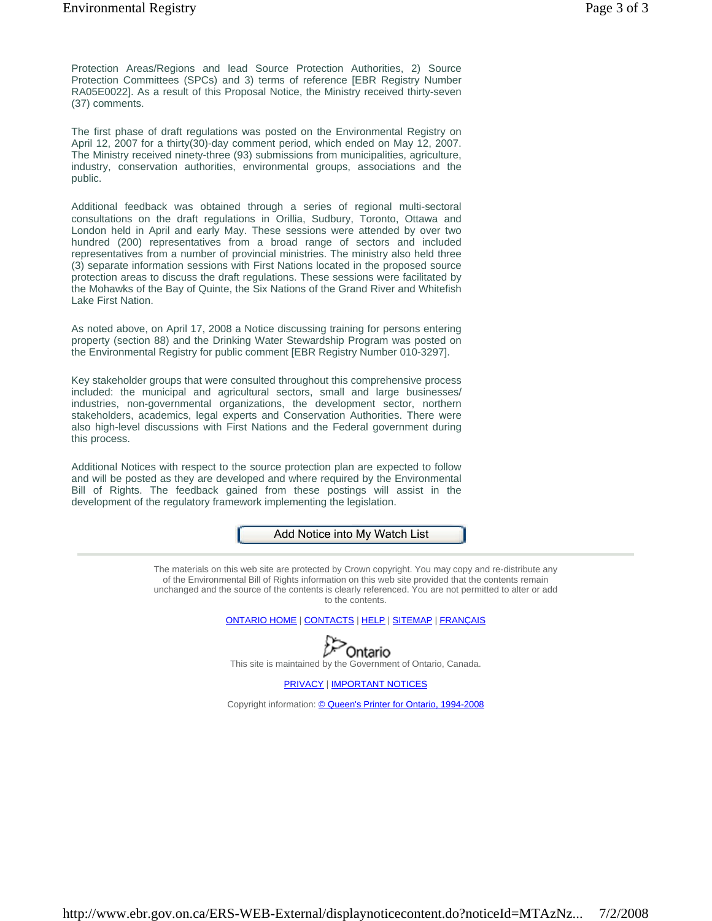Protection Areas/Regions and lead Source Protection Authorities, 2) Source Protection Committees (SPCs) and 3) terms of reference [EBR Registry Number RA05E0022]. As a result of this Proposal Notice, the Ministry received thirty-seven (37) comments.

The first phase of draft regulations was posted on the Environmental Registry on April 12, 2007 for a thirty(30)-day comment period, which ended on May 12, 2007. The Ministry received ninety-three (93) submissions from municipalities, agriculture, industry, conservation authorities, environmental groups, associations and the public.

Additional feedback was obtained through a series of regional multi-sectoral consultations on the draft regulations in Orillia, Sudbury, Toronto, Ottawa and London held in April and early May. These sessions were attended by over two hundred (200) representatives from a broad range of sectors and included representatives from a number of provincial ministries. The ministry also held three (3) separate information sessions with First Nations located in the proposed source protection areas to discuss the draft regulations. These sessions were facilitated by the Mohawks of the Bay of Quinte, the Six Nations of the Grand River and Whitefish Lake First Nation.

As noted above, on April 17, 2008 a Notice discussing training for persons entering property (section 88) and the Drinking Water Stewardship Program was posted on the Environmental Registry for public comment [EBR Registry Number 010-3297].

Key stakeholder groups that were consulted throughout this comprehensive process included: the municipal and agricultural sectors, small and large businesses/ industries, non-governmental organizations, the development sector, northern stakeholders, academics, legal experts and Conservation Authorities. There were also high-level discussions with First Nations and the Federal government during this process.

Additional Notices with respect to the source protection plan are expected to follow and will be posted as they are developed and where required by the Environmental Bill of Rights. The feedback gained from these postings will assist in the development of the regulatory framework implementing the legislation.

Add Notice into My Watch List

---

The materials on this web site are protected by Crown copyright. You may copy and re-distribute any of the Environmental Bill of Rights information on this web site provided that the contents remain unchanged and the source of the contents is clearly referenced. You are not permitted to alter or add to the contents.

ONTARIO HOME | CONTACTS | HELP | SITEMAP | FRANÇAIS

Ontario

This site is maintained by the Government of Ontario, Canada.

PRIVACY | IMPORTANT NOTICES

Copyright information: © Queen's Printer for Ontario, 1994-2008